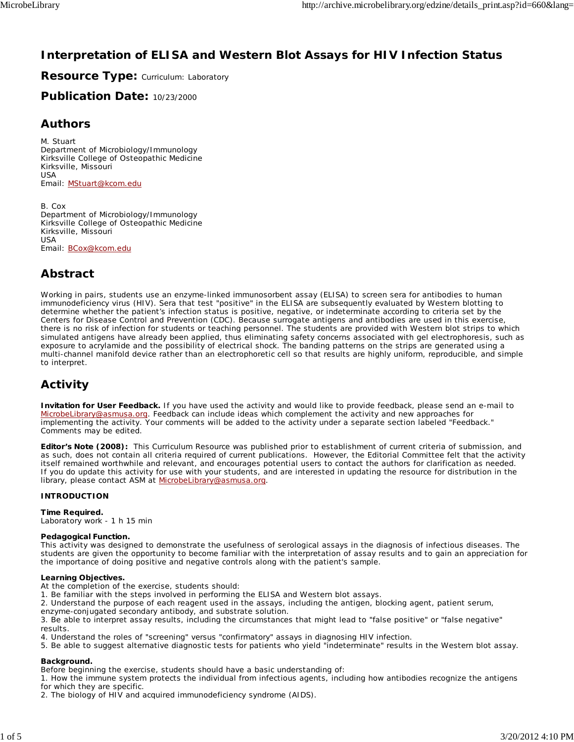# Interpretation of ELISA and Western Blot Assays for HIV Infection Status

**Resource Type:** Curriculum: Laboratory

**Publication Date:** 10/23/2000

## Authors

M. Stuart
Department of Microbiology/Immunology
Kirksville College of Osteopathic Medicine
Kirksville, Missouri
USA
Email: MStuart@kcom.edu

B. Cox
Department of Microbiology/Immunology
Kirksville College of Osteopathic Medicine
Kirksville, Missouri
USA
Email: BCox@kcom.edu

## Abstract

Working in pairs, students use an enzyme-linked immunosorbent assay (ELISA) to screen sera for antibodies to human immunodeficiency virus (HIV). Sera that test "positive" in the ELISA are subsequently evaluated by Western blotting to determine whether the patient's infection status is positive, negative, or indeterminate according to criteria set by the Centers for Disease Control and Prevention (CDC). Because surrogate antigens and antibodies are used in this exercise, there is no risk of infection for students or teaching personnel. The students are provided with Western blot strips to which simulated antigens have already been applied, thus eliminating safety concerns associated with gel electrophoresis, such as exposure to acrylamide and the possibility of electrical shock. The banding patterns on the strips are generated using a multi-channel manifold device rather than an electrophoretic cell so that results are highly uniform, reproducible, and simple to interpret.

## Activity

**Invitation for User Feedback.** If you have used the activity and would like to provide feedback, please send an e-mail to MicrobeLibrary@asmusa.org. Feedback can include ideas which complement the activity and new approaches for implementing the activity. Your comments will be added to the activity under a separate section labeled "Feedback." Comments may be edited.

**Editor's Note (2008):** This Curriculum Resource was published prior to establishment of current criteria of submission, and as such, does not contain all criteria required of current publications. However, the Editorial Committee felt that the activity itself remained worthwhile and relevant, and encourages potential users to contact the authors for clarification as needed. If you do update this activity for use with your students, and are interested in updating the resource for distribution in the library, please contact ASM at MicrobeLibrary@asmusa.org.

**INTRODUCTION**

**Time Required.**
Laboratory work - 1 h 15 min

**Pedagogical Function.**
This activity was designed to demonstrate the usefulness of serological assays in the diagnosis of infectious diseases. The students are given the opportunity to become familiar with the interpretation of assay results and to gain an appreciation for the importance of doing positive and negative controls along with the patient's sample.

**Learning Objectives.**
At the completion of the exercise, students should:
1. Be familiar with the steps involved in performing the ELISA and Western blot assays.
2. Understand the purpose of each reagent used in the assays, including the antigen, blocking agent, patient serum, enzyme-conjugated secondary antibody, and substrate solution.
3. Be able to interpret assay results, including the circumstances that might lead to "false positive" or "false negative" results.
4. Understand the roles of "screening" versus "confirmatory" assays in diagnosing HIV infection.
5. Be able to suggest alternative diagnostic tests for patients who yield "indeterminate" results in the Western blot assay.

**Background.**
Before beginning the exercise, students should have a basic understanding of:
1. How the immune system protects the individual from infectious agents, including how antibodies recognize the antigens for which they are specific.
2. The biology of HIV and acquired immunodeficiency syndrome (AIDS).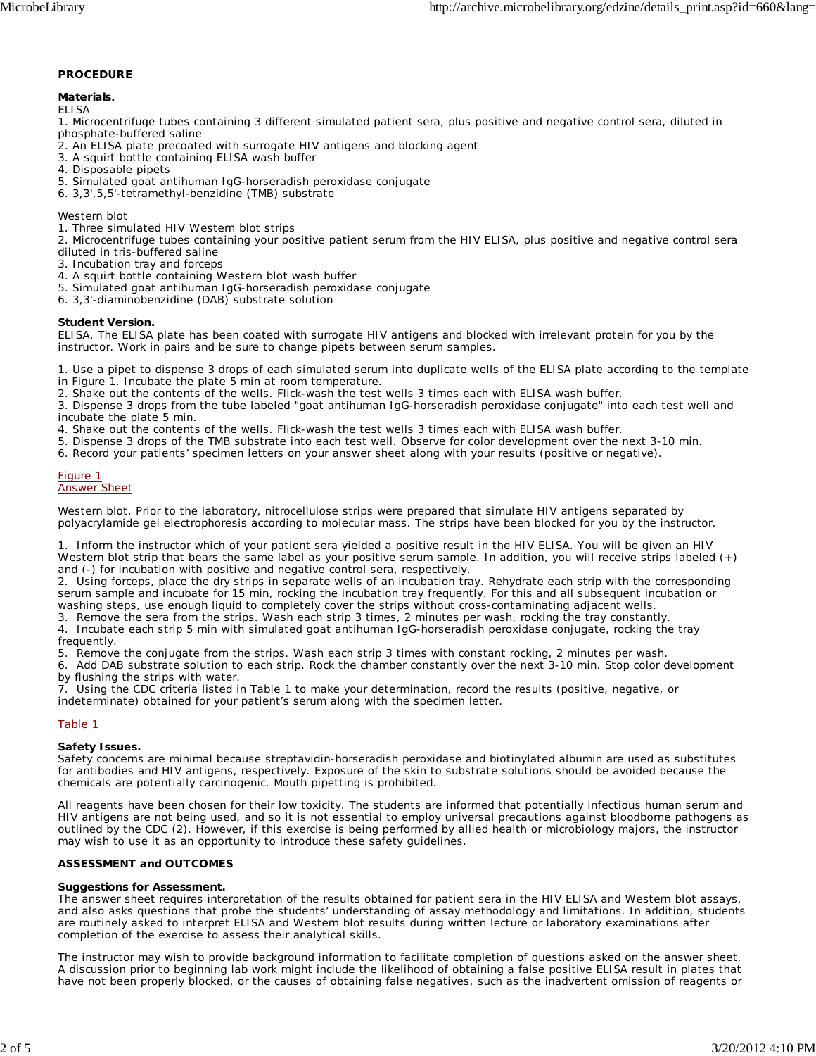**PROCEDURE**

**Materials.**

ELISA

1. Microcentrifuge tubes containing 3 different simulated patient sera, plus positive and negative control sera, diluted in phosphate-buffered saline
2. An ELISA plate precoated with surrogate HIV antigens and blocking agent
3. A squirt bottle containing ELISA wash buffer
4. Disposable pipets
5. Simulated goat antihuman IgG-horseradish peroxidase conjugate
6. 3,3',5,5'-tetramethyl-benzidine (TMB) substrate

Western blot

1. Three simulated HIV Western blot strips
2. Microcentrifuge tubes containing your positive patient serum from the HIV ELISA, plus positive and negative control sera diluted in tris-buffered saline
3. Incubation tray and forceps
4. A squirt bottle containing Western blot wash buffer
5. Simulated goat antihuman IgG-horseradish peroxidase conjugate
6. 3,3'-diaminobenzidine (DAB) substrate solution

**Student Version.**

ELISA. The ELISA plate has been coated with surrogate HIV antigens and blocked with irrelevant protein for you by the instructor. Work in pairs and be sure to change pipets between serum samples.

1. Use a pipet to dispense 3 drops of each simulated serum into duplicate wells of the ELISA plate according to the template in Figure 1. Incubate the plate 5 min at room temperature.
2. Shake out the contents of the wells. Flick-wash the test wells 3 times each with ELISA wash buffer.
3. Dispense 3 drops from the tube labeled "goat antihuman IgG-horseradish peroxidase conjugate" into each test well and incubate the plate 5 min.
4. Shake out the contents of the wells. Flick-wash the test wells 3 times each with ELISA wash buffer.
5. Dispense 3 drops of the TMB substrate into each test well. Observe for color development over the next 3-10 min.
6. Record your patients' specimen letters on your answer sheet along with your results (positive or negative).

Figure 1

Answer Sheet

Western blot. Prior to the laboratory, nitrocellulose strips were prepared that simulate HIV antigens separated by polyacrylamide gel electrophoresis according to molecular mass. The strips have been blocked for you by the instructor.

1. Inform the instructor which of your patient sera yielded a positive result in the HIV ELISA. You will be given an HIV Western blot strip that bears the same label as your positive serum sample. In addition, you will receive strips labeled (+) and (-) for incubation with positive and negative control sera, respectively.
2. Using forceps, place the dry strips in separate wells of an incubation tray. Rehydrate each strip with the corresponding serum sample and incubate for 15 min, rocking the incubation tray frequently. For this and all subsequent incubation or washing steps, use enough liquid to completely cover the strips without cross-contaminating adjacent wells.
3. Remove the sera from the strips. Wash each strip 3 times, 2 minutes per wash, rocking the tray constantly.
4. Incubate each strip 5 min with simulated goat antihuman IgG-horseradish peroxidase conjugate, rocking the tray frequently.
5. Remove the conjugate from the strips. Wash each strip 3 times with constant rocking, 2 minutes per wash.
6. Add DAB substrate solution to each strip. Rock the chamber constantly over the next 3-10 min. Stop color development by flushing the strips with water.
7. Using the CDC criteria listed in Table 1 to make your determination, record the results (positive, negative, or indeterminate) obtained for your patient's serum along with the specimen letter.

Table 1

**Safety Issues.**

Safety concerns are minimal because streptavidin-horseradish peroxidase and biotinylated albumin are used as substitutes for antibodies and HIV antigens, respectively. Exposure of the skin to substrate solutions should be avoided because the chemicals are potentially carcinogenic. Mouth pipetting is prohibited.

All reagents have been chosen for their low toxicity. The students are informed that potentially infectious human serum and HIV antigens are not being used, and so it is not essential to employ universal precautions against bloodborne pathogens as outlined by the CDC (2). However, if this exercise is being performed by allied health or microbiology majors, the instructor may wish to use it as an opportunity to introduce these safety guidelines.

**ASSESSMENT and OUTCOMES**

**Suggestions for Assessment.**

The answer sheet requires interpretation of the results obtained for patient sera in the HIV ELISA and Western blot assays, and also asks questions that probe the students' understanding of assay methodology and limitations. In addition, students are routinely asked to interpret ELISA and Western blot results during written lecture or laboratory examinations after completion of the exercise to assess their analytical skills.

The instructor may wish to provide background information to facilitate completion of questions asked on the answer sheet. A discussion prior to beginning lab work might include the likelihood of obtaining a false positive ELISA result in plates that have not been properly blocked, or the causes of obtaining false negatives, such as the inadvertent omission of reagents or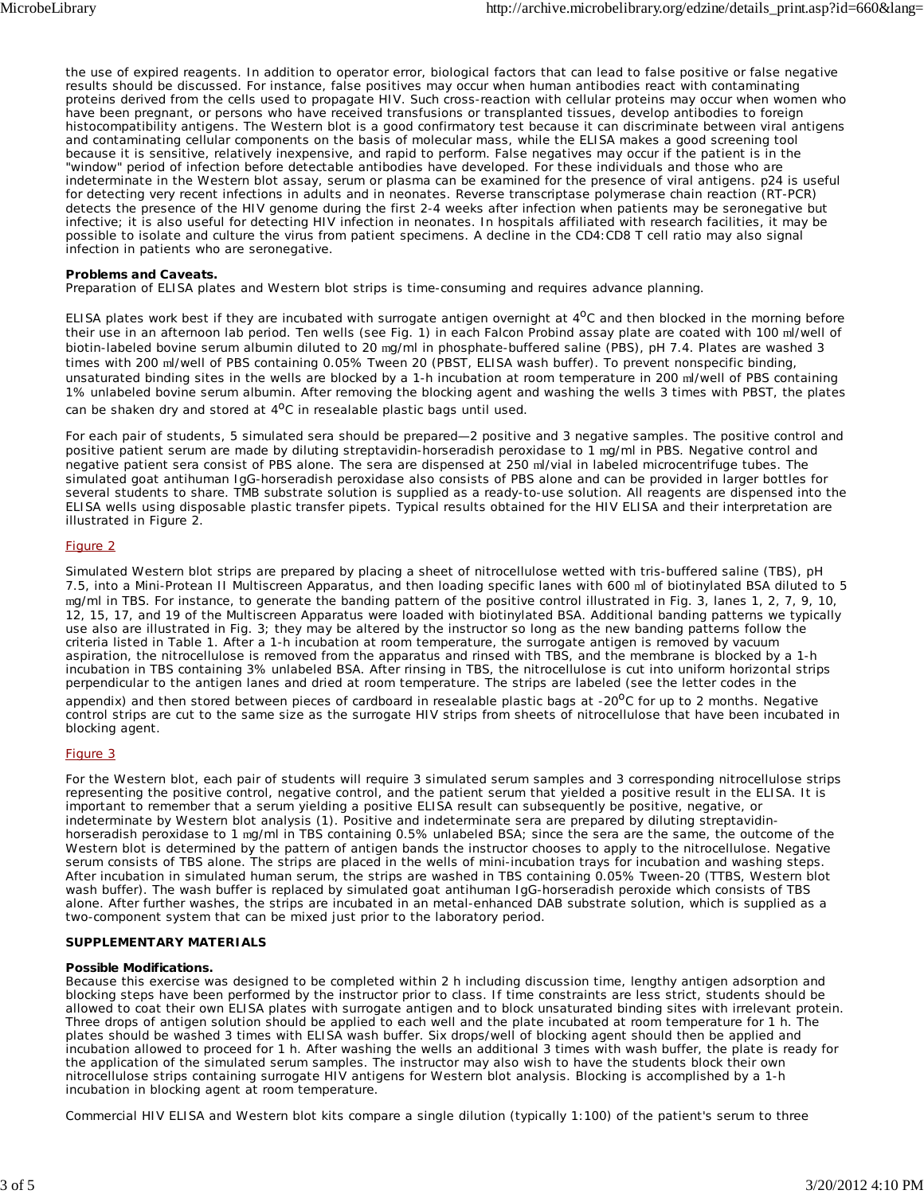the use of expired reagents. In addition to operator error, biological factors that can lead to false positive or false negative results should be discussed. For instance, false positives may occur when human antibodies react with contaminating proteins derived from the cells used to propagate HIV. Such cross-reaction with cellular proteins may occur when women who have been pregnant, or persons who have received transfusions or transplanted tissues, develop antibodies to foreign histocompatibility antigens. The Western blot is a good confirmatory test because it can discriminate between viral antigens and contaminating cellular components on the basis of molecular mass, while the ELISA makes a good screening tool because it is sensitive, relatively inexpensive, and rapid to perform. False negatives may occur if the patient is in the "window" period of infection before detectable antibodies have developed. For these individuals and those who are indeterminate in the Western blot assay, serum or plasma can be examined for the presence of viral antigens. p24 is useful for detecting very recent infections in adults and in neonates. Reverse transcriptase polymerase chain reaction (RT-PCR) detects the presence of the HIV genome during the first 2-4 weeks after infection when patients may be seronegative but infective; it is also useful for detecting HIV infection in neonates. In hospitals affiliated with research facilities, it may be possible to isolate and culture the virus from patient specimens. A decline in the CD4:CD8 T cell ratio may also signal infection in patients who are seronegative.

**Problems and Caveats.**
Preparation of ELISA plates and Western blot strips is time-consuming and requires advance planning.

ELISA plates work best if they are incubated with surrogate antigen overnight at 4°C and then blocked in the morning before their use in an afternoon lab period. Ten wells (see Fig. 1) in each Falcon Probind assay plate are coated with 100 µl/well of biotin-labeled bovine serum albumin diluted to 20 µg/ml in phosphate-buffered saline (PBS), pH 7.4. Plates are washed 3 times with 200 µl/well of PBS containing 0.05% Tween 20 (PBST, ELISA wash buffer). To prevent nonspecific binding, unsaturated binding sites in the wells are blocked by a 1-h incubation at room temperature in 200 µl/well of PBS containing 1% unlabeled bovine serum albumin. After removing the blocking agent and washing the wells 3 times with PBST, the plates can be shaken dry and stored at 4°C in resealable plastic bags until used.

For each pair of students, 5 simulated sera should be prepared—2 positive and 3 negative samples. The positive control and positive patient serum are made by diluting streptavidin-horseradish peroxidase to 1 µg/ml in PBS. Negative control and negative patient sera consist of PBS alone. The sera are dispensed at 250 µl/vial in labeled microcentrifuge tubes. The simulated goat antihuman IgG-horseradish peroxidase also consists of PBS alone and can be provided in larger bottles for several students to share. TMB substrate solution is supplied as a ready-to-use solution. All reagents are dispensed into the ELISA wells using disposable plastic transfer pipets. Typical results obtained for the HIV ELISA and their interpretation are illustrated in Figure 2.

Figure 2

Simulated Western blot strips are prepared by placing a sheet of nitrocellulose wetted with tris-buffered saline (TBS), pH 7.5, into a Mini-Protean II Multiscreen Apparatus, and then loading specific lanes with 600 µl of biotinylated BSA diluted to 5 µg/ml in TBS. For instance, to generate the banding pattern of the positive control illustrated in Fig. 3, lanes 1, 2, 7, 9, 10, 12, 15, 17, and 19 of the Multiscreen Apparatus were loaded with biotinylated BSA. Additional banding patterns we typically use also are illustrated in Fig. 3; they may be altered by the instructor so long as the new banding patterns follow the criteria listed in Table 1. After a 1-h incubation at room temperature, the surrogate antigen is removed by vacuum aspiration, the nitrocellulose is removed from the apparatus and rinsed with TBS, and the membrane is blocked by a 1-h incubation in TBS containing 3% unlabeled BSA. After rinsing in TBS, the nitrocellulose is cut into uniform horizontal strips perpendicular to the antigen lanes and dried at room temperature. The strips are labeled (see the letter codes in the appendix) and then stored between pieces of cardboard in resealable plastic bags at -20°C for up to 2 months. Negative control strips are cut to the same size as the surrogate HIV strips from sheets of nitrocellulose that have been incubated in blocking agent.

Figure 3

For the Western blot, each pair of students will require 3 simulated serum samples and 3 corresponding nitrocellulose strips representing the positive control, negative control, and the patient serum that yielded a positive result in the ELISA. It is important to remember that a serum yielding a positive ELISA result can subsequently be positive, negative, or indeterminate by Western blot analysis (1). Positive and indeterminate sera are prepared by diluting streptavidin-horseradish peroxidase to 1 µg/ml in TBS containing 0.5% unlabeled BSA; since the sera are the same, the outcome of the Western blot is determined by the pattern of antigen bands the instructor chooses to apply to the nitrocellulose. Negative serum consists of TBS alone. The strips are placed in the wells of mini-incubation trays for incubation and washing steps. After incubation in simulated human serum, the strips are washed in TBS containing 0.05% Tween-20 (TTBS, Western blot wash buffer). The wash buffer is replaced by simulated goat antihuman IgG-horseradish peroxide which consists of TBS alone. After further washes, the strips are incubated in an metal-enhanced DAB substrate solution, which is supplied as a two-component system that can be mixed just prior to the laboratory period.

**SUPPLEMENTARY MATERIALS**

**Possible Modifications.**
Because this exercise was designed to be completed within 2 h including discussion time, lengthy antigen adsorption and blocking steps have been performed by the instructor prior to class. If time constraints are less strict, students should be allowed to coat their own ELISA plates with surrogate antigen and to block unsaturated binding sites with irrelevant protein. Three drops of antigen solution should be applied to each well and the plate incubated at room temperature for 1 h. The plates should be washed 3 times with ELISA wash buffer. Six drops/well of blocking agent should then be applied and incubation allowed to proceed for 1 h. After washing the wells an additional 3 times with wash buffer, the plate is ready for the application of the simulated serum samples. The instructor may also wish to have the students block their own nitrocellulose strips containing surrogate HIV antigens for Western blot analysis. Blocking is accomplished by a 1-h incubation in blocking agent at room temperature.

Commercial HIV ELISA and Western blot kits compare a single dilution (typically 1:100) of the patient's serum to three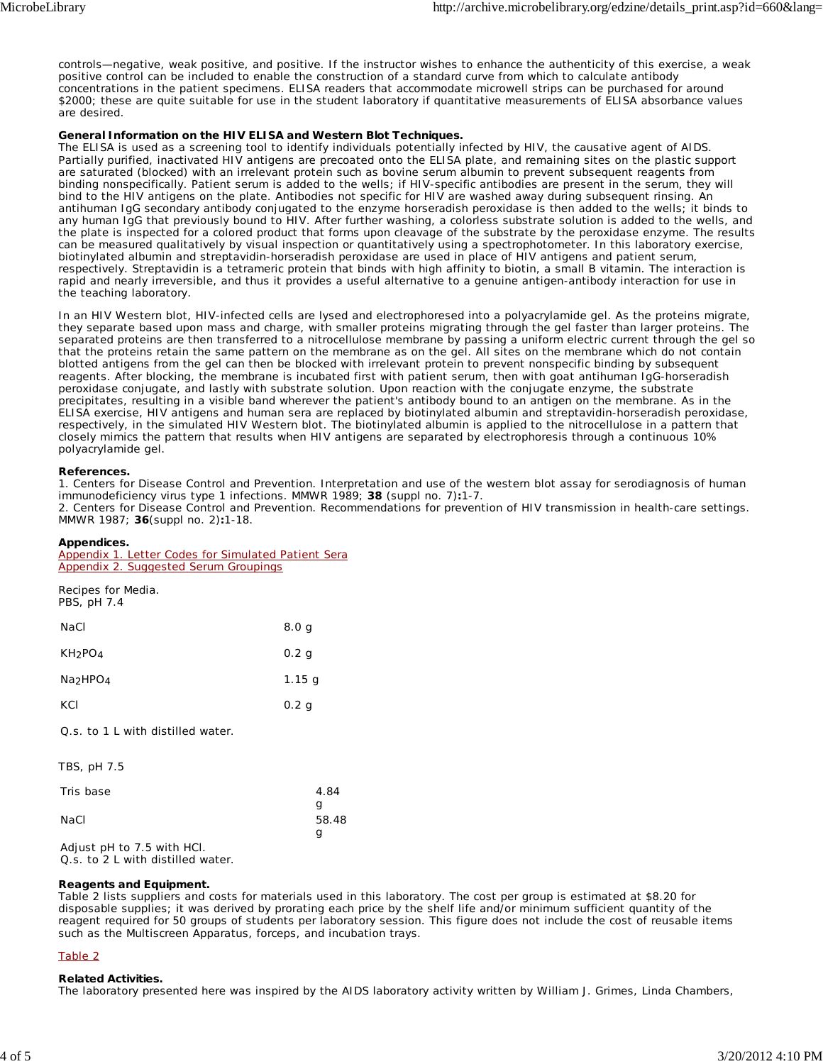controls—negative, weak positive, and positive. If the instructor wishes to enhance the authenticity of this exercise, a weak positive control can be included to enable the construction of a standard curve from which to calculate antibody concentrations in the patient specimens. ELISA readers that accommodate microwell strips can be purchased for around $2000; these are quite suitable for use in the student laboratory if quantitative measurements of ELISA absorbance values are desired.

**General Information on the HIV ELISA and Western Blot Techniques.**
The ELISA is used as a screening tool to identify individuals potentially infected by HIV, the causative agent of AIDS. Partially purified, inactivated HIV antigens are precoated onto the ELISA plate, and remaining sites on the plastic support are saturated (blocked) with an irrelevant protein such as bovine serum albumin to prevent subsequent reagents from binding nonspecifically. Patient serum is added to the wells; if HIV-specific antibodies are present in the serum, they will bind to the HIV antigens on the plate. Antibodies not specific for HIV are washed away during subsequent rinsing. An antihuman IgG secondary antibody conjugated to the enzyme horseradish peroxidase is then added to the wells; it binds to any human IgG that previously bound to HIV. After further washing, a colorless substrate solution is added to the wells, and the plate is inspected for a colored product that forms upon cleavage of the substrate by the peroxidase enzyme. The results can be measured qualitatively by visual inspection or quantitatively using a spectrophotometer. In this laboratory exercise, biotinylated albumin and streptavidin-horseradish peroxidase are used in place of HIV antigens and patient serum, respectively. Streptavidin is a tetrameric protein that binds with high affinity to biotin, a small B vitamin. The interaction is rapid and nearly irreversible, and thus it provides a useful alternative to a genuine antigen-antibody interaction for use in the teaching laboratory.

In an HIV Western blot, HIV-infected cells are lysed and electrophoresed into a polyacrylamide gel. As the proteins migrate, they separate based upon mass and charge, with smaller proteins migrating through the gel faster than larger proteins. The separated proteins are then transferred to a nitrocellulose membrane by passing a uniform electric current through the gel so that the proteins retain the same pattern on the membrane as on the gel. All sites on the membrane which do not contain blotted antigens from the gel can then be blocked with irrelevant protein to prevent nonspecific binding by subsequent reagents. After blocking, the membrane is incubated first with patient serum, then with goat antihuman IgG-horseradish peroxidase conjugate, and lastly with substrate solution. Upon reaction with the conjugate enzyme, the substrate precipitates, resulting in a visible band wherever the patient's antibody bound to an antigen on the membrane. As in the ELISA exercise, HIV antigens and human sera are replaced by biotinylated albumin and streptavidin-horseradish peroxidase, respectively, in the simulated HIV Western blot. The biotinylated albumin is applied to the nitrocellulose in a pattern that closely mimics the pattern that results when HIV antigens are separated by electrophoresis through a continuous 10% polyacrylamide gel.

**References.**
1. Centers for Disease Control and Prevention. Interpretation and use of the western blot assay for serodiagnosis of human immunodeficiency virus type 1 infections. MMWR 1989; **38** (suppl no. 7)**:**1-7.
2. Centers for Disease Control and Prevention. Recommendations for prevention of HIV transmission in health-care settings. MMWR 1987; **36**(suppl no. 2)**:**1-18.

**Appendices.**
Appendix 1. Letter Codes for Simulated Patient Sera
Appendix 2. Suggested Serum Groupings

Recipes for Media.
PBS, pH 7.4

| | |
|---|---|
| NaCl | 8.0 g |
| $KH_2PO_4$ | 0.2 g |
| $Na_2HPO_4$ | 1.15 g |
| KCl | 0.2 g |

Q.s. to 1 L with distilled water.

TBS, pH 7.5

| | |
|---|---|
| Tris base | 4.84 g |
| NaCl | 58.48 g |

Adjust pH to 7.5 with HCl.
Q.s. to 2 L with distilled water.

**Reagents and Equipment.**
Table 2 lists suppliers and costs for materials used in this laboratory. The cost per group is estimated at $8.20 for disposable supplies; it was derived by prorating each price by the shelf life and/or minimum sufficient quantity of the reagent required for 50 groups of students per laboratory session. This figure does not include the cost of reusable items such as the Multiscreen Apparatus, forceps, and incubation trays.

Table 2

**Related Activities.**
The laboratory presented here was inspired by the AIDS laboratory activity written by William J. Grimes, Linda Chambers,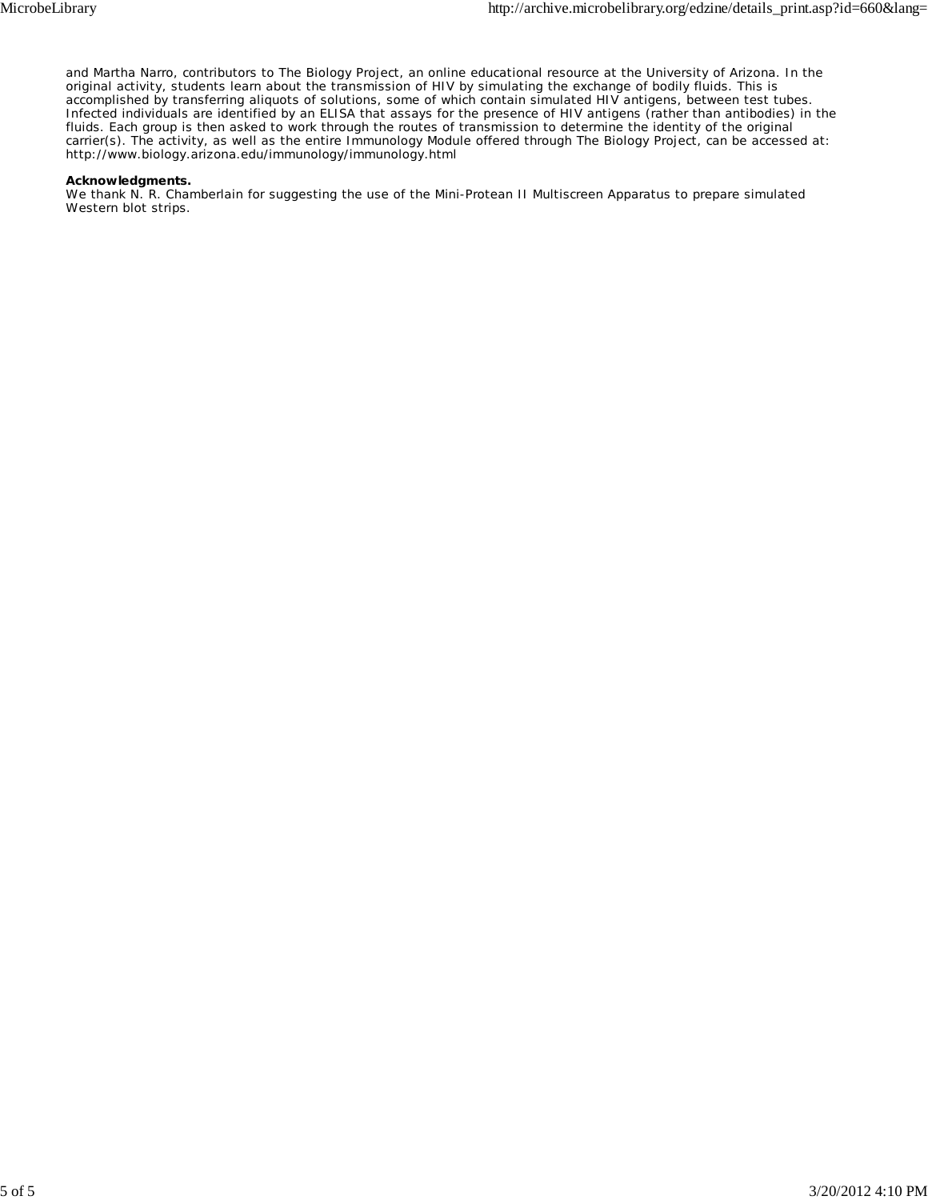and Martha Narro, contributors to The Biology Project, an online educational resource at the University of Arizona. In the original activity, students learn about the transmission of HIV by simulating the exchange of bodily fluids. This is accomplished by transferring aliquots of solutions, some of which contain simulated HIV antigens, between test tubes. Infected individuals are identified by an ELISA that assays for the presence of HIV antigens (rather than antibodies) in the fluids. Each group is then asked to work through the routes of transmission to determine the identity of the original carrier(s). The activity, as well as the entire Immunology Module offered through The Biology Project, can be accessed at: http://www.biology.arizona.edu/immunology/immunology.html

**Acknowledgments.**
We thank N. R. Chamberlain for suggesting the use of the Mini-Protean II Multiscreen Apparatus to prepare simulated Western blot strips.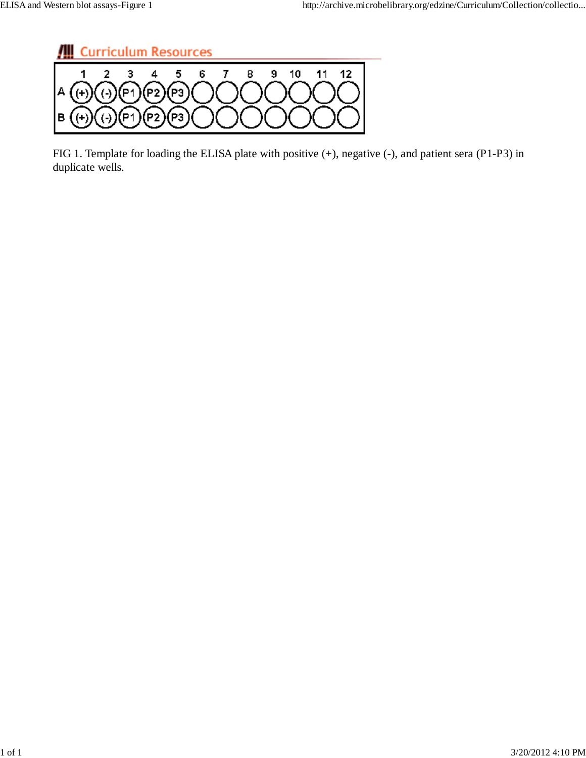Curriculum Resources

|   | 1 | 2 | 3 | 4 | 5 | 6 | 7 | 8 | 9 | 10 | 11 | 12 |
|---|---|---|---|---|---|---|---|---|---|---|---|---|
| A | (+) | (-) | P1 | P2 | P3 |  |  |  |  |  |  |  |
| B | (+) | (-) | P1 | P2 | P3 |  |  |  |  |  |  |  |

FIG 1. Template for loading the ELISA plate with positive (+), negative (-), and patient sera (P1-P3) in duplicate wells.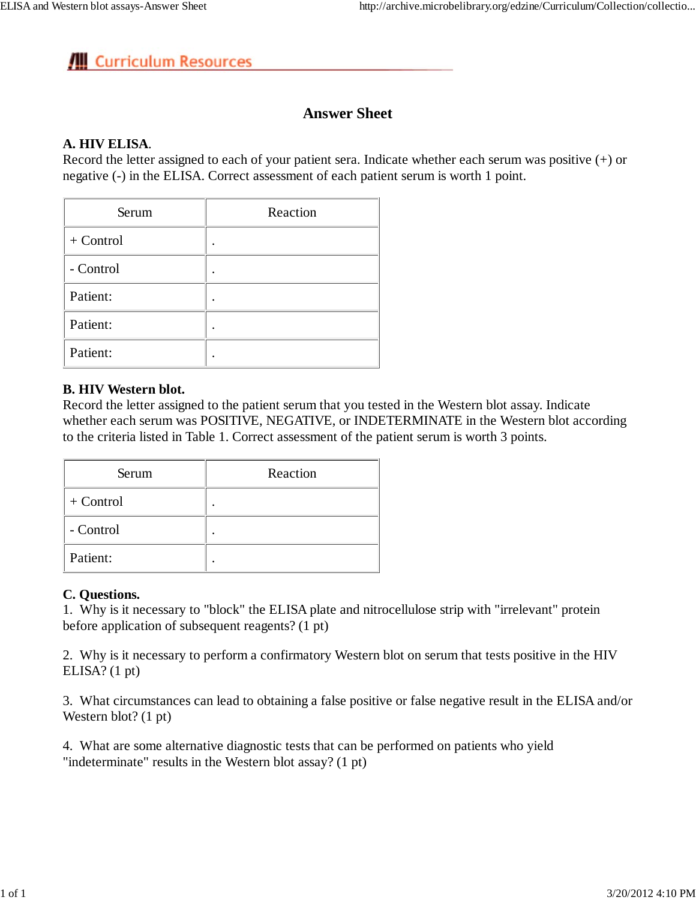Curriculum Resources

## Answer Sheet

**A. HIV ELISA**.
Record the letter assigned to each of your patient sera. Indicate whether each serum was positive (+) or negative (-) in the ELISA. Correct assessment of each patient serum is worth 1 point.

| Serum | Reaction |
|---|---|
| + Control | . |
| - Control | . |
| Patient: | . |
| Patient: | . |
| Patient: | . |

**B. HIV Western blot.**
Record the letter assigned to the patient serum that you tested in the Western blot assay. Indicate whether each serum was POSITIVE, NEGATIVE, or INDETERMINATE in the Western blot according to the criteria listed in Table 1. Correct assessment of the patient serum is worth 3 points.

| Serum | Reaction |
|---|---|
| + Control | . |
| - Control | . |
| Patient: | . |

**C. Questions.**

1. Why is it necessary to "block" the ELISA plate and nitrocellulose strip with "irrelevant" protein before application of subsequent reagents? (1 pt)

2. Why is it necessary to perform a confirmatory Western blot on serum that tests positive in the HIV ELISA? (1 pt)

3. What circumstances can lead to obtaining a false positive or false negative result in the ELISA and/or Western blot? (1 pt)

4. What are some alternative diagnostic tests that can be performed on patients who yield "indeterminate" results in the Western blot assay? (1 pt)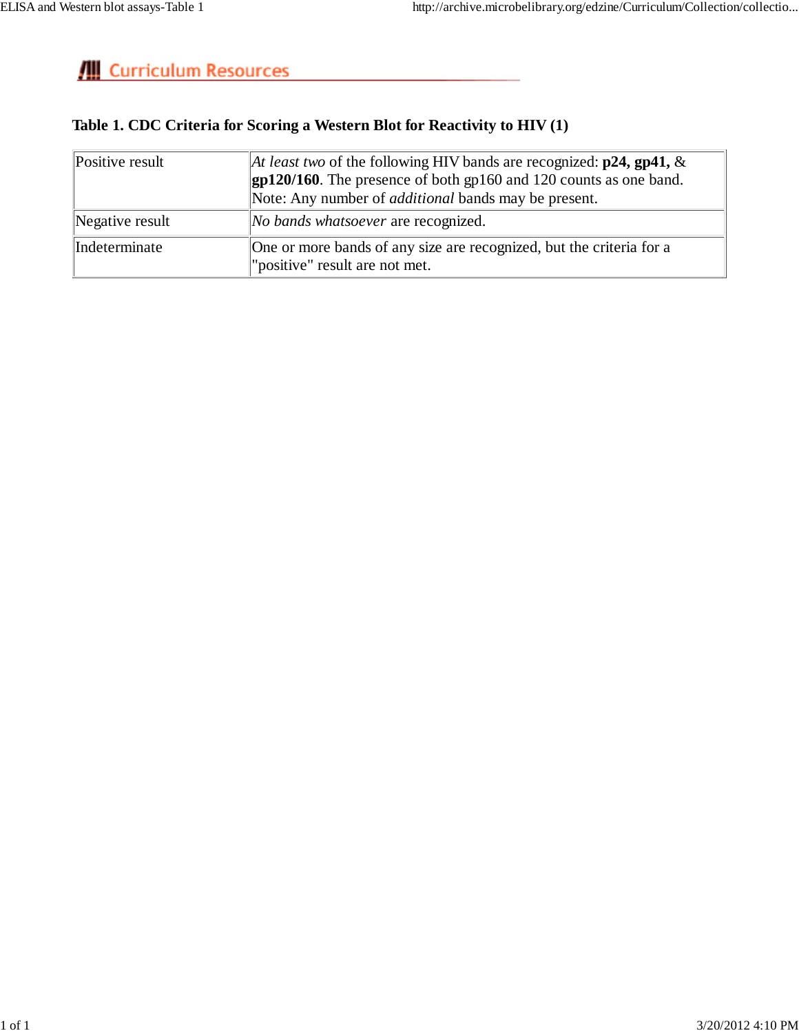![Curriculum Resources]

**Table 1. CDC Criteria for Scoring a Western Blot for Reactivity to HIV (1)**

| | |
|---|---|
| Positive result | *At least two* of the following HIV bands are recognized: **p24, gp41,** & **gp120/160**. The presence of both gp160 and 120 counts as one band. Note: Any number of *additional* bands may be present. |
| Negative result | *No bands whatsoever* are recognized. |
| Indeterminate | One or more bands of any size are recognized, but the criteria for a "positive" result are not met. |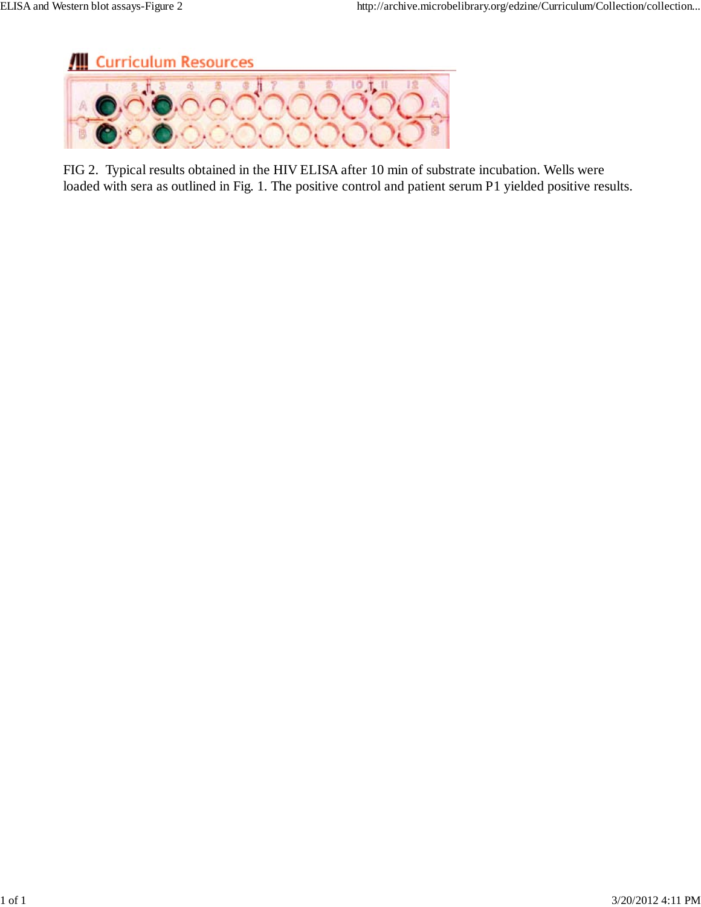FIG 2. Typical results obtained in the HIV ELISA after 10 min of substrate incubation. Wells were loaded with sera as outlined in Fig. 1. The positive control and patient serum P1 yielded positive results.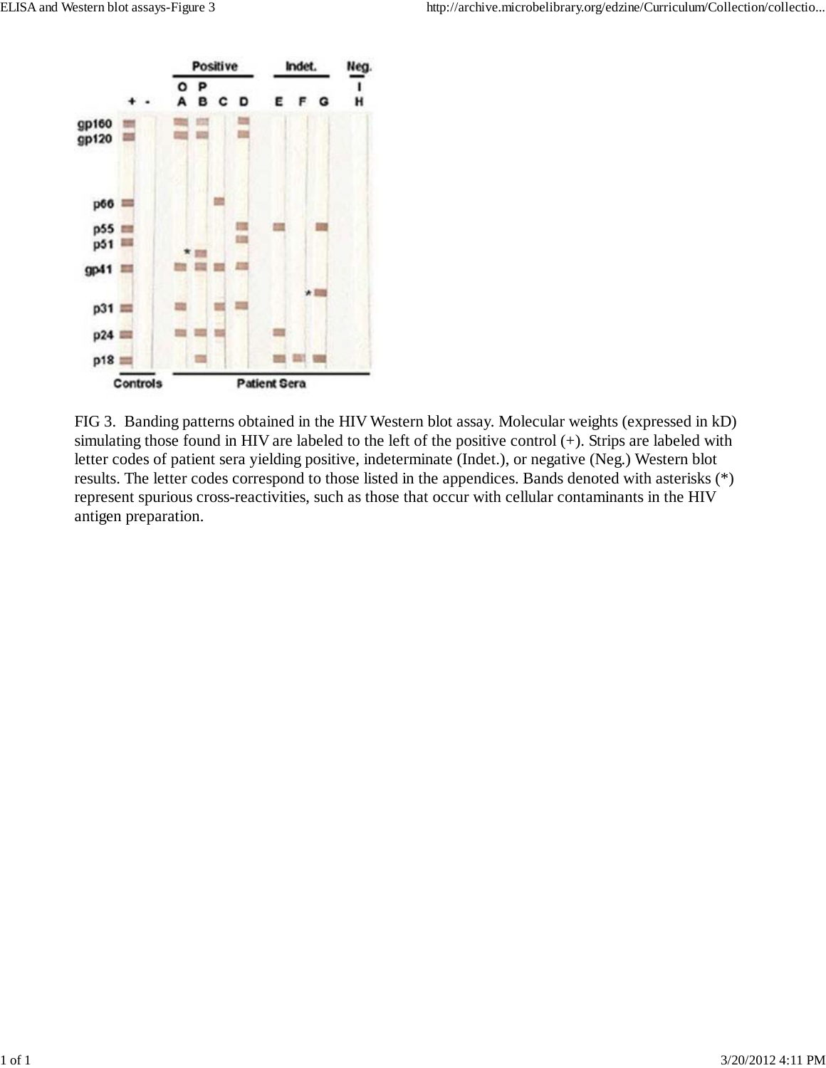FIG 3. Banding patterns obtained in the HIV Western blot assay. Molecular weights (expressed in kD) simulating those found in HIV are labeled to the left of the positive control (+). Strips are labeled with letter codes of patient sera yielding positive, indeterminate (Indet.), or negative (Neg.) Western blot results. The letter codes correspond to those listed in the appendices. Bands denoted with asterisks (*) represent spurious cross-reactivities, such as those that occur with cellular contaminants in the HIV antigen preparation.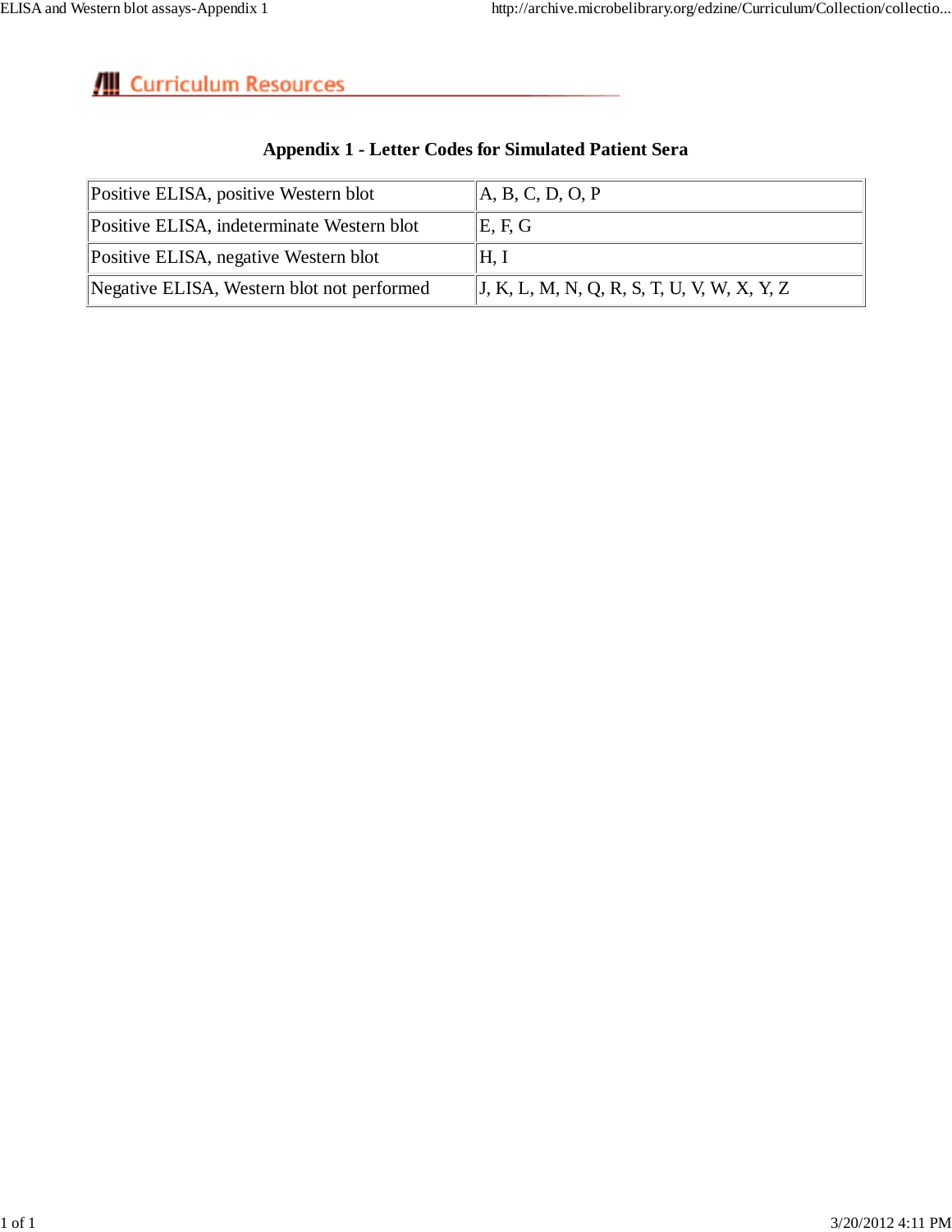Curriculum Resources

## Appendix 1 - Letter Codes for Simulated Patient Sera

| | |
|---|---|
| Positive ELISA, positive Western blot | A, B, C, D, O, P |
| Positive ELISA, indeterminate Western blot | E, F, G |
| Positive ELISA, negative Western blot | H, I |
| Negative ELISA, Western blot not performed | J, K, L, M, N, Q, R, S, T, U, V, W, X, Y, Z |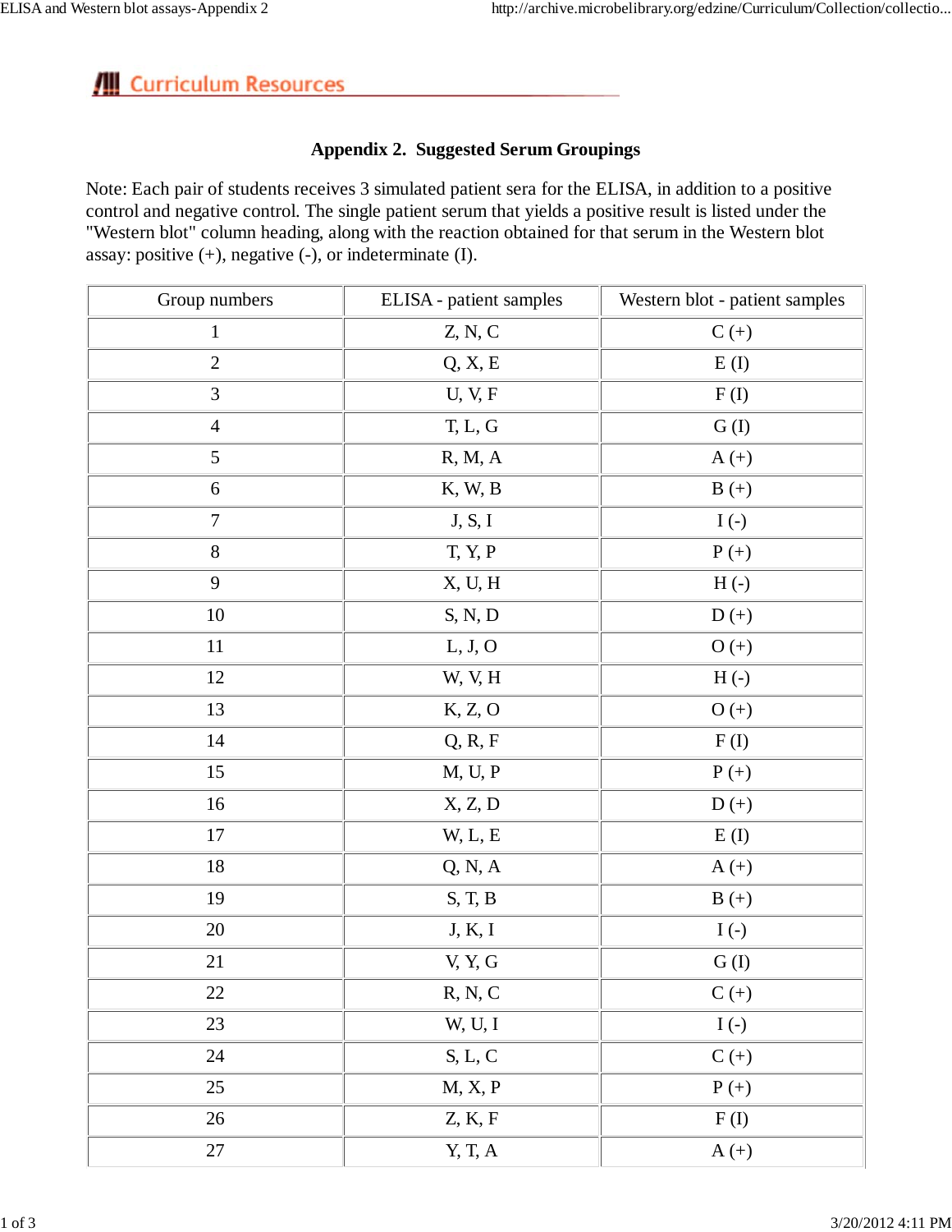## Curriculum Resources

### Appendix 2. Suggested Serum Groupings

Note: Each pair of students receives 3 simulated patient sera for the ELISA, in addition to a positive control and negative control. The single patient serum that yields a positive result is listed under the "Western blot" column heading, along with the reaction obtained for that serum in the Western blot assay: positive (+), negative (-), or indeterminate (I).

| Group numbers | ELISA - patient samples | Western blot - patient samples |
|---|---|---|
| 1 | Z, N, C | C (+) |
| 2 | Q, X, E | E (I) |
| 3 | U, V, F | F (I) |
| 4 | T, L, G | G (I) |
| 5 | R, M, A | A (+) |
| 6 | K, W, B | B (+) |
| 7 | J, S, I | I (-) |
| 8 | T, Y, P | P (+) |
| 9 | X, U, H | H (-) |
| 10 | S, N, D | D (+) |
| 11 | L, J, O | O (+) |
| 12 | W, V, H | H (-) |
| 13 | K, Z, O | O (+) |
| 14 | Q, R, F | F (I) |
| 15 | M, U, P | P (+) |
| 16 | X, Z, D | D (+) |
| 17 | W, L, E | E (I) |
| 18 | Q, N, A | A (+) |
| 19 | S, T, B | B (+) |
| 20 | J, K, I | I (-) |
| 21 | V, Y, G | G (I) |
| 22 | R, N, C | C (+) |
| 23 | W, U, I | I (-) |
| 24 | S, L, C | C (+) |
| 25 | M, X, P | P (+) |
| 26 | Z, K, F | F (I) |
| 27 | Y, T, A | A (+) |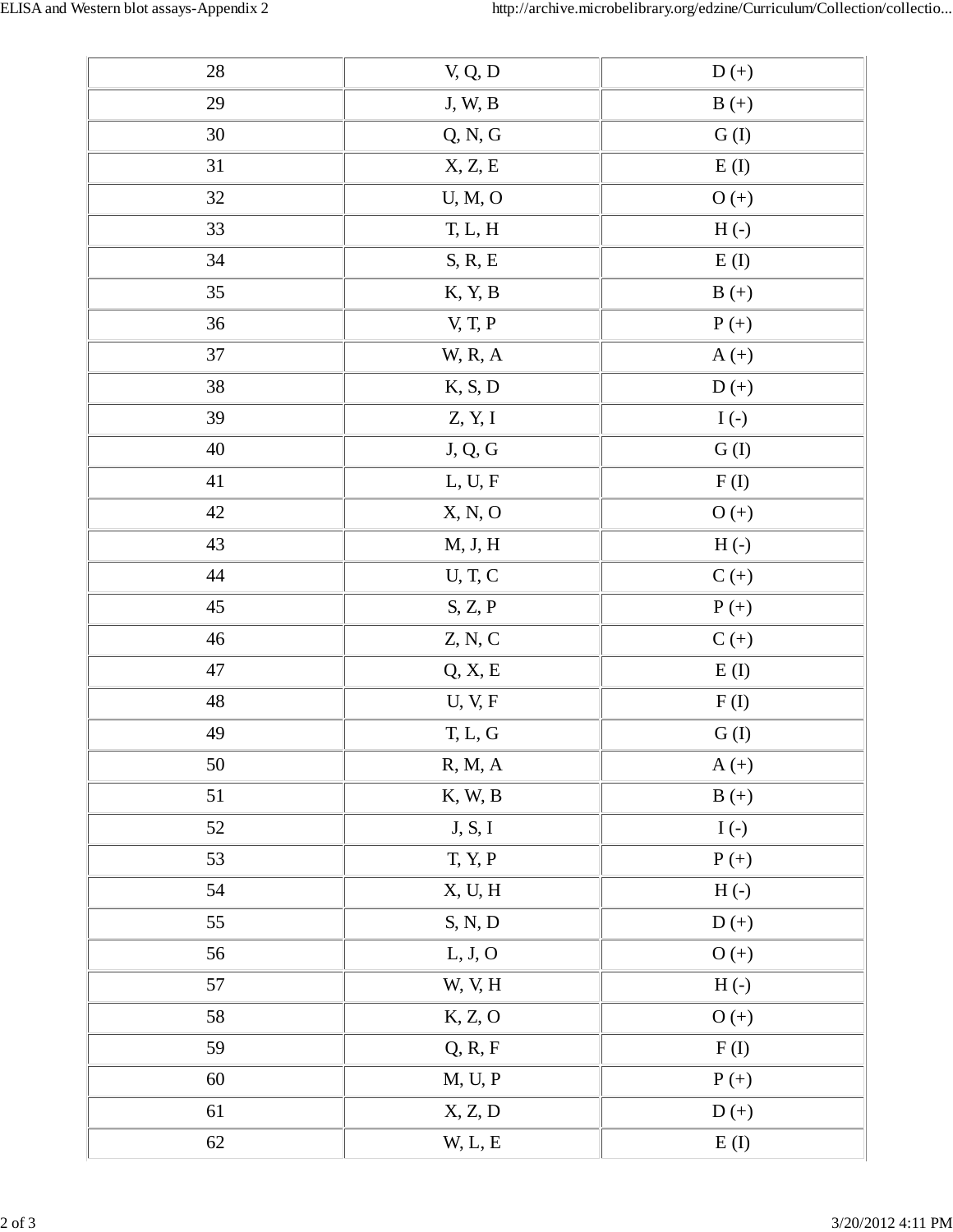| | | |
|---|---|---|
| 28 | V, Q, D | D (+) |
| 29 | J, W, B | B (+) |
| 30 | Q, N, G | G (I) |
| 31 | X, Z, E | E (I) |
| 32 | U, M, O | O (+) |
| 33 | T, L, H | H (-) |
| 34 | S, R, E | E (I) |
| 35 | K, Y, B | B (+) |
| 36 | V, T, P | P (+) |
| 37 | W, R, A | A (+) |
| 38 | K, S, D | D (+) |
| 39 | Z, Y, I | I (-) |
| 40 | J, Q, G | G (I) |
| 41 | L, U, F | F (I) |
| 42 | X, N, O | O (+) |
| 43 | M, J, H | H (-) |
| 44 | U, T, C | C (+) |
| 45 | S, Z, P | P (+) |
| 46 | Z, N, C | C (+) |
| 47 | Q, X, E | E (I) |
| 48 | U, V, F | F (I) |
| 49 | T, L, G | G (I) |
| 50 | R, M, A | A (+) |
| 51 | K, W, B | B (+) |
| 52 | J, S, I | I (-) |
| 53 | T, Y, P | P (+) |
| 54 | X, U, H | H (-) |
| 55 | S, N, D | D (+) |
| 56 | L, J, O | O (+) |
| 57 | W, V, H | H (-) |
| 58 | K, Z, O | O (+) |
| 59 | Q, R, F | F (I) |
| 60 | M, U, P | P (+) |
| 61 | X, Z, D | D (+) |
| 62 | W, L, E | E (I) |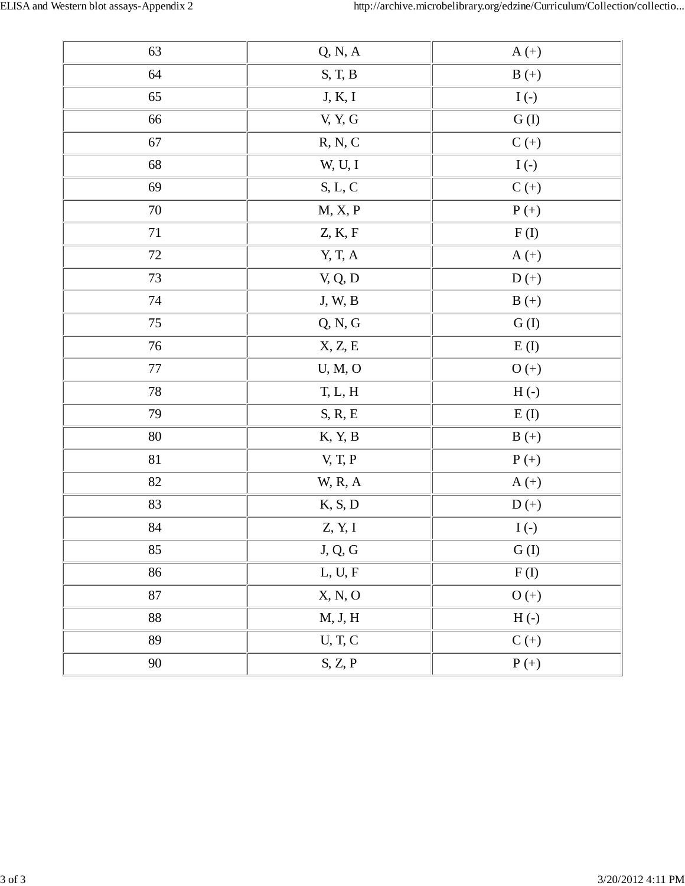| 63 | Q, N, A | A (+) |
|---|---|---|
| 64 | S, T, B | B (+) |
| 65 | J, K, I | I (-) |
| 66 | V, Y, G | G (I) |
| 67 | R, N, C | C (+) |
| 68 | W, U, I | I (-) |
| 69 | S, L, C | C (+) |
| 70 | M, X, P | P (+) |
| 71 | Z, K, F | F (I) |
| 72 | Y, T, A | A (+) |
| 73 | V, Q, D | D (+) |
| 74 | J, W, B | B (+) |
| 75 | Q, N, G | G (I) |
| 76 | X, Z, E | E (I) |
| 77 | U, M, O | O (+) |
| 78 | T, L, H | H (-) |
| 79 | S, R, E | E (I) |
| 80 | K, Y, B | B (+) |
| 81 | V, T, P | P (+) |
| 82 | W, R, A | A (+) |
| 83 | K, S, D | D (+) |
| 84 | Z, Y, I | I (-) |
| 85 | J, Q, G | G (I) |
| 86 | L, U, F | F (I) |
| 87 | X, N, O | O (+) |
| 88 | M, J, H | H (-) |
| 89 | U, T, C | C (+) |
| 90 | S, Z, P | P (+) |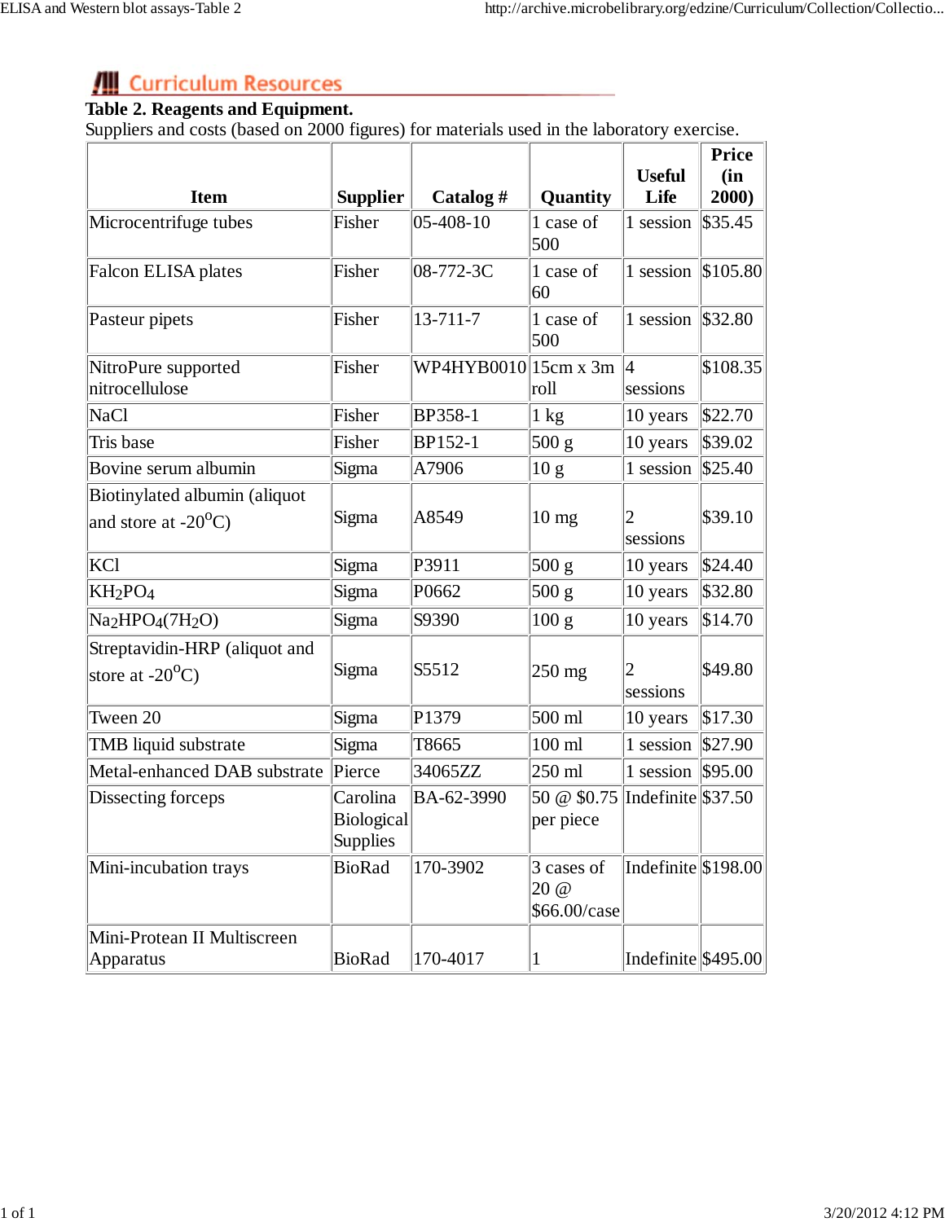Curriculum Resources

**Table 2. Reagents and Equipment.**

Suppliers and costs (based on 2000 figures) for materials used in the laboratory exercise.

| Item | Supplier | Catalog # | Quantity | Useful Life | Price (in 2000) |
|---|---|---|---|---|---|
| Microcentrifuge tubes | Fisher | 05-408-10 | 1 case of 500 | 1 session | $35.45 |
| Falcon ELISA plates | Fisher | 08-772-3C | 1 case of 60 | 1 session | $105.80 |
| Pasteur pipets | Fisher | 13-711-7 | 1 case of 500 | 1 session | $32.80 |
| NitroPure supported nitrocellulose | Fisher | WP4HYB0010 | 15cm x 3m roll | 4 sessions | $108.35 |
| NaCl | Fisher | BP358-1 | 1 kg | 10 years | $22.70 |
| Tris base | Fisher | BP152-1 | 500 g | 10 years | $39.02 |
| Bovine serum albumin | Sigma | A7906 | 10 g | 1 session | $25.40 |
| Biotinylated albumin (aliquot and store at -20°C) | Sigma | A8549 | 10 mg | 2 sessions | $39.10 |
| KCl | Sigma | P3911 | 500 g | 10 years | $24.40 |
| $KH_2PO_4$ | Sigma | P0662 | 500 g | 10 years | $32.80 |
| $Na_2HPO_4(7H_2O)$ | Sigma | S9390 | 100 g | 10 years | $14.70 |
| Streptavidin-HRP (aliquot and store at -20°C) | Sigma | S5512 | 250 mg | 2 sessions | $49.80 |
| Tween 20 | Sigma | P1379 | 500 ml | 10 years | $17.30 |
| TMB liquid substrate | Sigma | T8665 | 100 ml | 1 session | $27.90 |
| Metal-enhanced DAB substrate | Pierce | 34065ZZ | 250 ml | 1 session | $95.00 |
| Dissecting forceps | Carolina Biological Supplies | BA-62-3990 | 50 @ $0.75 per piece | Indefinite | $37.50 |
| Mini-incubation trays | BioRad | 170-3902 | 3 cases of 20 @ $66.00/case | Indefinite | $198.00 |
| Mini-Protean II Multiscreen Apparatus | BioRad | 170-4017 | 1 | Indefinite | $495.00 |